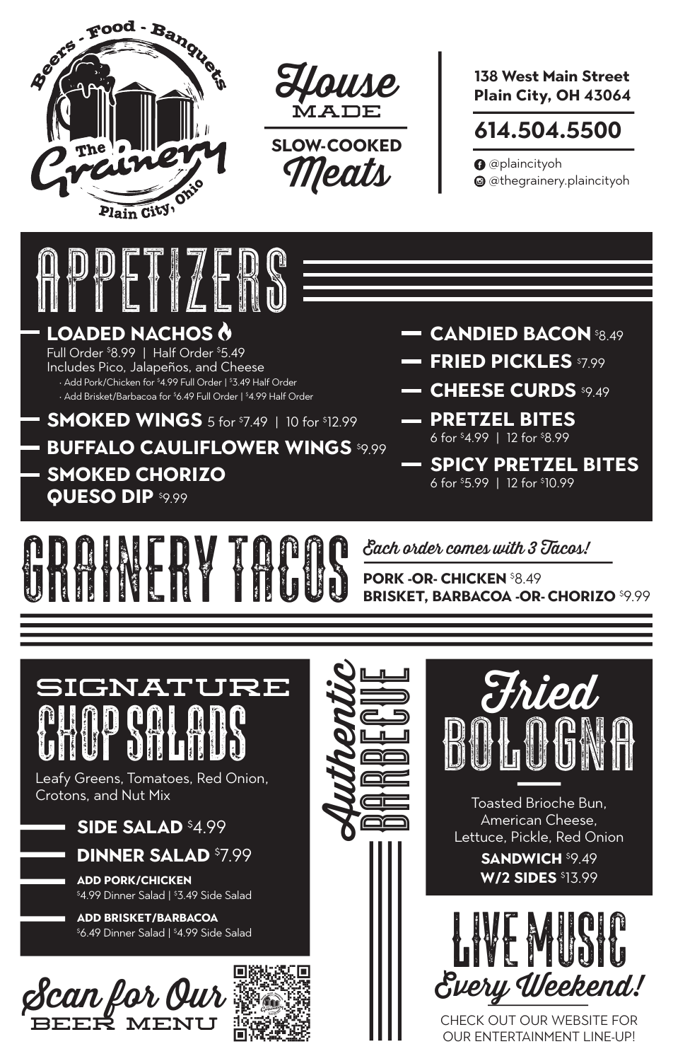Beers - Food - Banquets

The Grainery

Plain City, Ohio

House MADE

SLOW-COOKED Meats

**138 West Main Street**
**Plain City, OH 43064**

**614.504.5500**

@plaincityoh
@thegrainery.plaincityoh

# APPETIZERS

**LOADED NACHOS**
Full Order $8.99 | Half Order $5.49
Includes Pico, Jalapeños, and Cheese
· Add Pork/Chicken for $4.99 Full Order | $3.49 Half Order
· Add Brisket/Barbacoa for $6.49 Full Order | $4.99 Half Order

**SMOKED WINGS** 5 for $7.49 | 10 for $12.99

**BUFFALO CAULIFLOWER WINGS** $9.99

**SMOKED CHORIZO QUESO DIP** $9.99

**CANDIED BACON** $8.49

**FRIED PICKLES** $7.99

**CHEESE CURDS** $9.49

**PRETZEL BITES**
6 for $4.99 | 12 for $8.99

**SPICY PRETZEL BITES**
6 for $5.99 | 12 for $10.99

# GRAINERY TACOS

*Each order comes with 3 Tacos!*

**PORK -OR- CHICKEN** $8.49
**BRISKET, BARBACOA -OR- CHORIZO** $9.99

# SIGNATURE CHOP SALADS

Leafy Greens, Tomatoes, Red Onion, Crotons, and Nut Mix

**SIDE SALAD** $4.99

**DINNER SALAD** $7.99

**ADD PORK/CHICKEN**
$4.99 Dinner Salad | $3.49 Side Salad

**ADD BRISKET/BARBACOA**
$6.49 Dinner Salad | $4.99 Side Salad

Scan for Our BEER MENU

Authentic BARBECUE

# Fried BOLOGNA

Toasted Brioche Bun, American Cheese, Lettuce, Pickle, Red Onion

**SANDWICH** $9.49
**W/2 SIDES** $13.99

# LIVE MUSIC Every Weekend!

CHECK OUT OUR WEBSITE FOR OUR ENTERTAINMENT LINE-UP!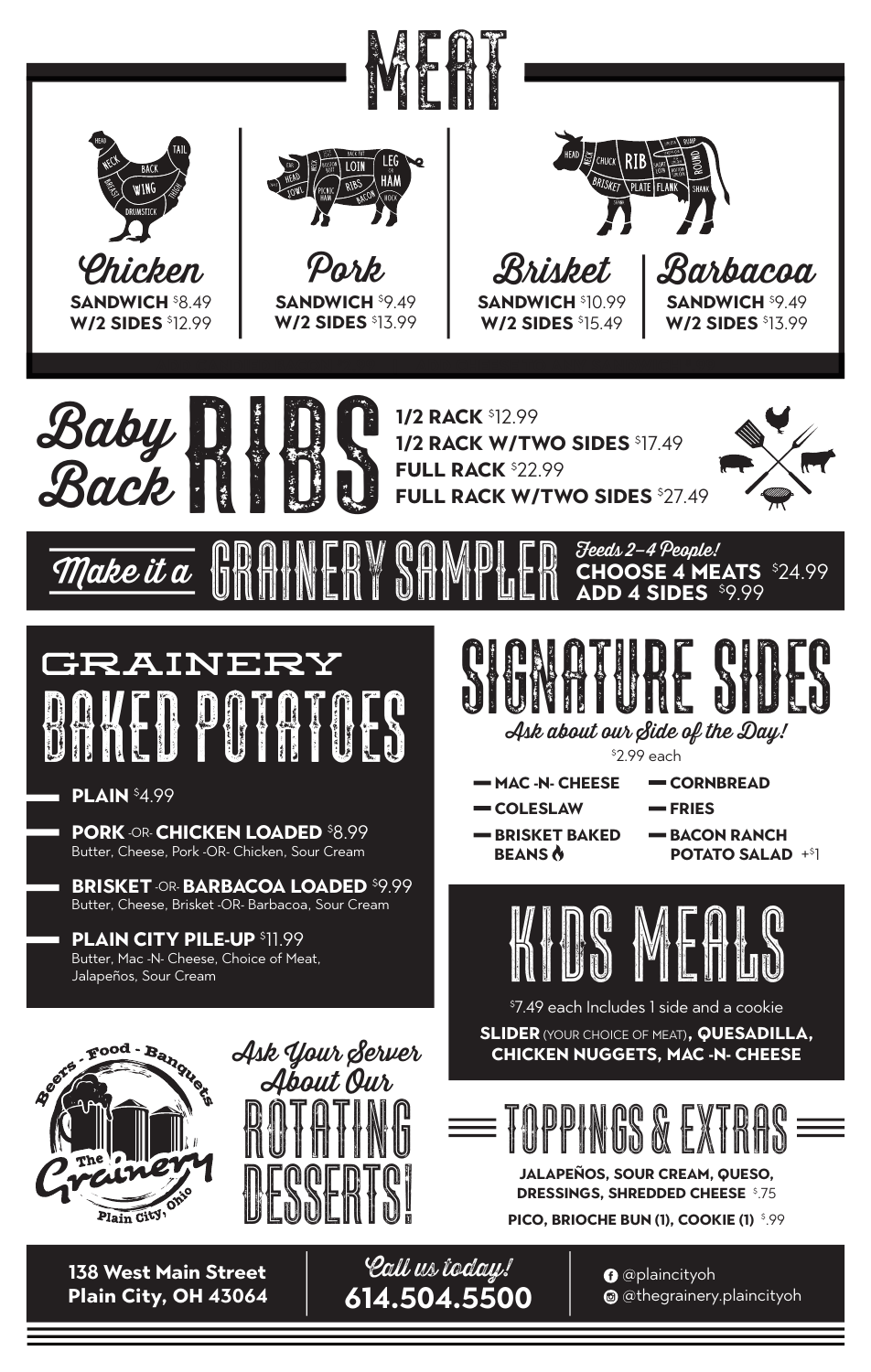# MEAT

## Chicken
**SANDWICH** $8.49
**W/2 SIDES** $12.99

## Pork
**SANDWICH** $9.49
**W/2 SIDES** $13.99

## Brisket
**SANDWICH** $10.99
**W/2 SIDES** $15.49

## Barbacoa
**SANDWICH** $9.49
**W/2 SIDES** $13.99

# Baby Back RIBS

**1/2 RACK** $12.99
**1/2 RACK W/TWO SIDES** $17.49
**FULL RACK** $22.99
**FULL RACK W/TWO SIDES** $27.49

# *Make it a* GRAINERY SAMPLER

*Feeds 2–4 People!*
**CHOOSE 4 MEATS** $24.99
**ADD 4 SIDES** $9.99

# GRAINERY BAKED POTATOES

- **PLAIN** $4.99
- **PORK** -OR- **CHICKEN LOADED** $8.99
  Butter, Cheese, Pork -OR- Chicken, Sour Cream
- **BRISKET** -OR- **BARBACOA LOADED** $9.99
  Butter, Cheese, Brisket -OR- Barbacoa, Sour Cream
- **PLAIN CITY PILE-UP** $11.99
  Butter, Mac -N- Cheese, Choice of Meat, Jalapeños, Sour Cream

# SIGNATURE SIDES

*Ask about our Side of the Day!*

$2.99 each

- **MAC -N- CHEESE**
- **COLESLAW**
- **BRISKET BAKED BEANS**
- **CORNBREAD**
- **FRIES**
- **BACON RANCH POTATO SALAD** +$1

# KIDS MEALS

$7.49 each Includes 1 side and a cookie

**SLIDER** (YOUR CHOICE OF MEAT), **QUESADILLA, CHICKEN NUGGETS, MAC -N- CHEESE**

*Ask Your Server About Our* ROTATING DESSERTS!

# TOPPINGS & EXTRAS

**JALAPEÑOS, SOUR CREAM, QUESO, DRESSINGS, SHREDDED CHEESE** $.75

**PICO, BRIOCHE BUN (1), COOKIE (1)** $.99

Beers - Food - Banquets
The Grainery
Plain City, Ohio

**138 West Main Street**
**Plain City, OH 43064**

*Call us today!*
**614.504.5500**

@plaincityoh
@thegrainery.plaincityoh